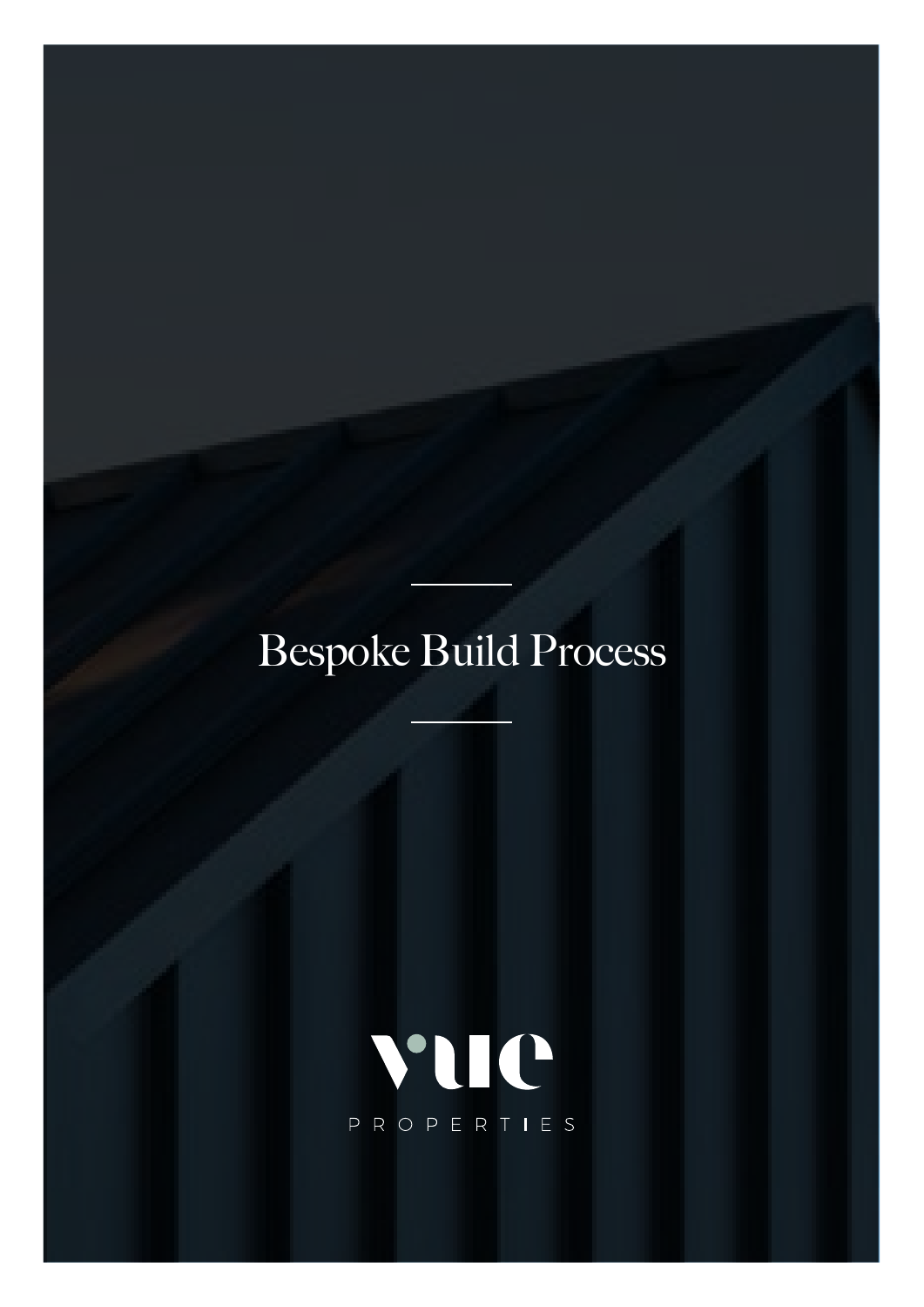# Bespoke Build Process

vue

PROPERTIES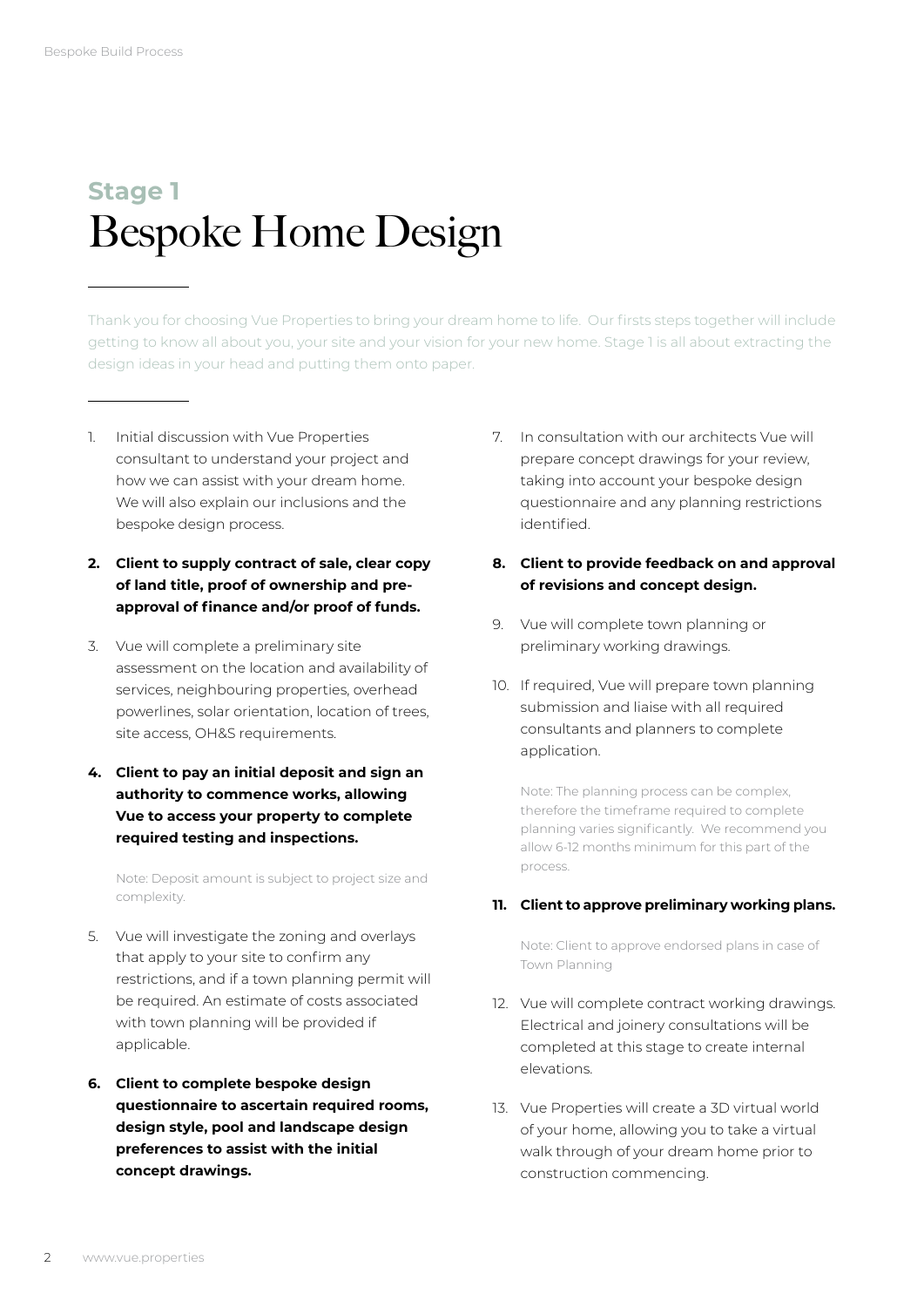## Stage 1

# Bespoke Home Design

Thank you for choosing Vue Properties to bring your dream home to life. Our firsts steps together will include getting to know all about you, your site and your vision for your new home. Stage 1 is all about extracting the design ideas in your head and putting them onto paper.

1. Initial discussion with Vue Properties consultant to understand your project and how we can assist with your dream home. We will also explain our inclusions and the bespoke design process.

2. **Client to supply contract of sale, clear copy of land title, proof of ownership and pre-approval of finance and/or proof of funds.**

3. Vue will complete a preliminary site assessment on the location and availability of services, neighbouring properties, overhead powerlines, solar orientation, location of trees, site access, OH&S requirements.

4. **Client to pay an initial deposit and sign an authority to commence works, allowing Vue to access your property to complete required testing and inspections.**

   Note: Deposit amount is subject to project size and complexity.

5. Vue will investigate the zoning and overlays that apply to your site to confirm any restrictions, and if a town planning permit will be required. An estimate of costs associated with town planning will be provided if applicable.

6. **Client to complete bespoke design questionnaire to ascertain required rooms, design style, pool and landscape design preferences to assist with the initial concept drawings.**

7. In consultation with our architects Vue will prepare concept drawings for your review, taking into account your bespoke design questionnaire and any planning restrictions identified.

8. **Client to provide feedback on and approval of revisions and concept design.**

9. Vue will complete town planning or preliminary working drawings.

10. If required, Vue will prepare town planning submission and liaise with all required consultants and planners to complete application.

    Note: The planning process can be complex, therefore the timeframe required to complete planning varies significantly. We recommend you allow 6-12 months minimum for this part of the process.

11. **Client to approve preliminary working plans.**

    Note: Client to approve endorsed plans in case of Town Planning

12. Vue will complete contract working drawings. Electrical and joinery consultations will be completed at this stage to create internal elevations.

13. Vue Properties will create a 3D virtual world of your home, allowing you to take a virtual walk through of your dream home prior to construction commencing.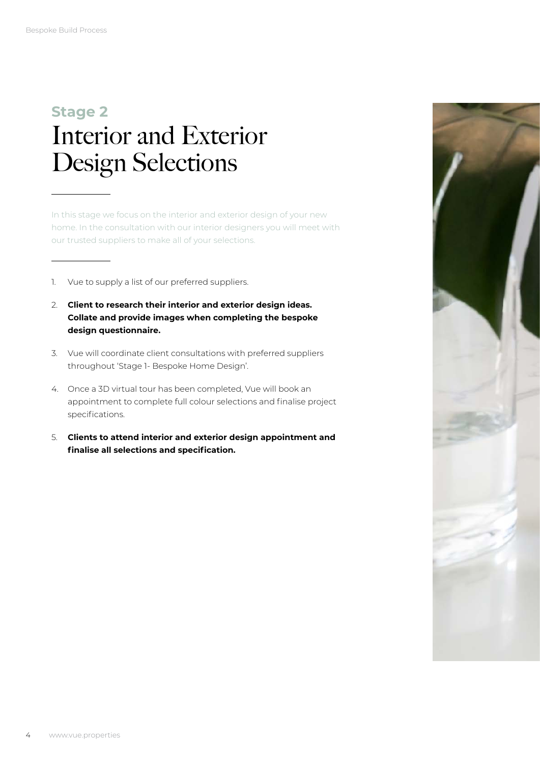## Stage 2

# Interior and Exterior Design Selections

In this stage we focus on the interior and exterior design of your new home. In the consultation with our interior designers you will meet with our trusted suppliers to make all of your selections.

1. Vue to supply a list of our preferred suppliers.
2. **Client to research their interior and exterior design ideas. Collate and provide images when completing the bespoke design questionnaire.**
3. Vue will coordinate client consultations with preferred suppliers throughout 'Stage 1- Bespoke Home Design'.
4. Once a 3D virtual tour has been completed, Vue will book an appointment to complete full colour selections and finalise project specifications.
5. **Clients to attend interior and exterior design appointment and finalise all selections and specification.**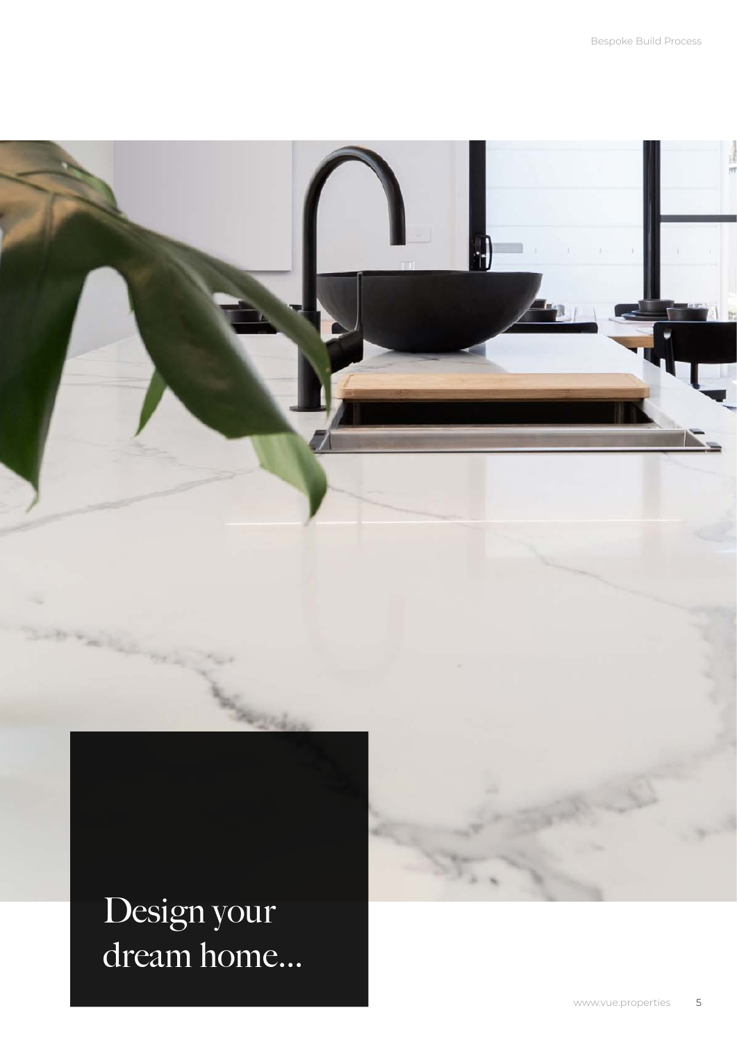# Design your dream home...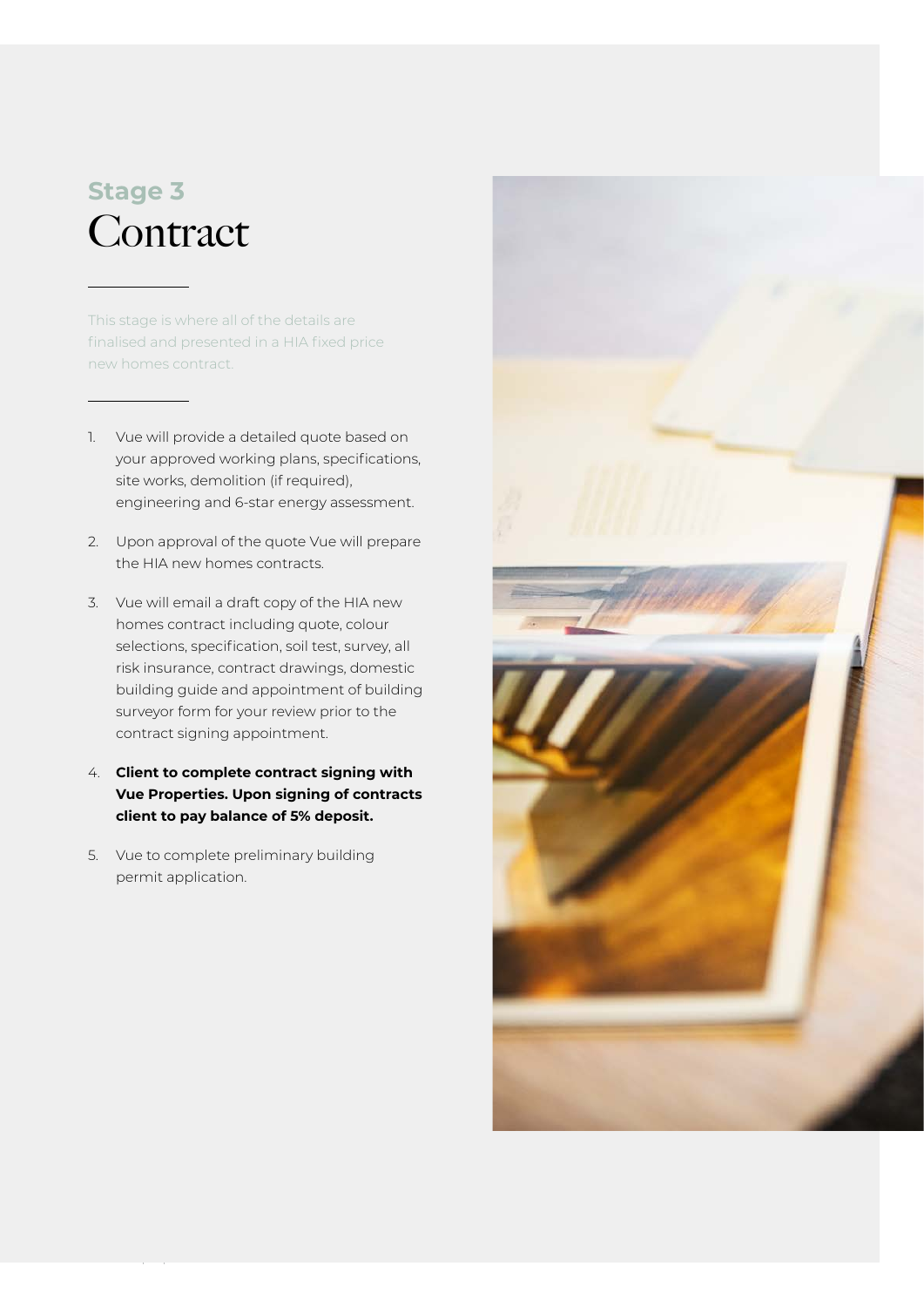## Stage 3

# Contract

This stage is where all of the details are finalised and presented in a HIA fixed price new homes contract.

1. Vue will provide a detailed quote based on your approved working plans, specifications, site works, demolition (if required), engineering and 6-star energy assessment.
2. Upon approval of the quote Vue will prepare the HIA new homes contracts.
3. Vue will email a draft copy of the HIA new homes contract including quote, colour selections, specification, soil test, survey, all risk insurance, contract drawings, domestic building guide and appointment of building surveyor form for your review prior to the contract signing appointment.
4. **Client to complete contract signing with Vue Properties. Upon signing of contracts client to pay balance of 5% deposit.**
5. Vue to complete preliminary building permit application.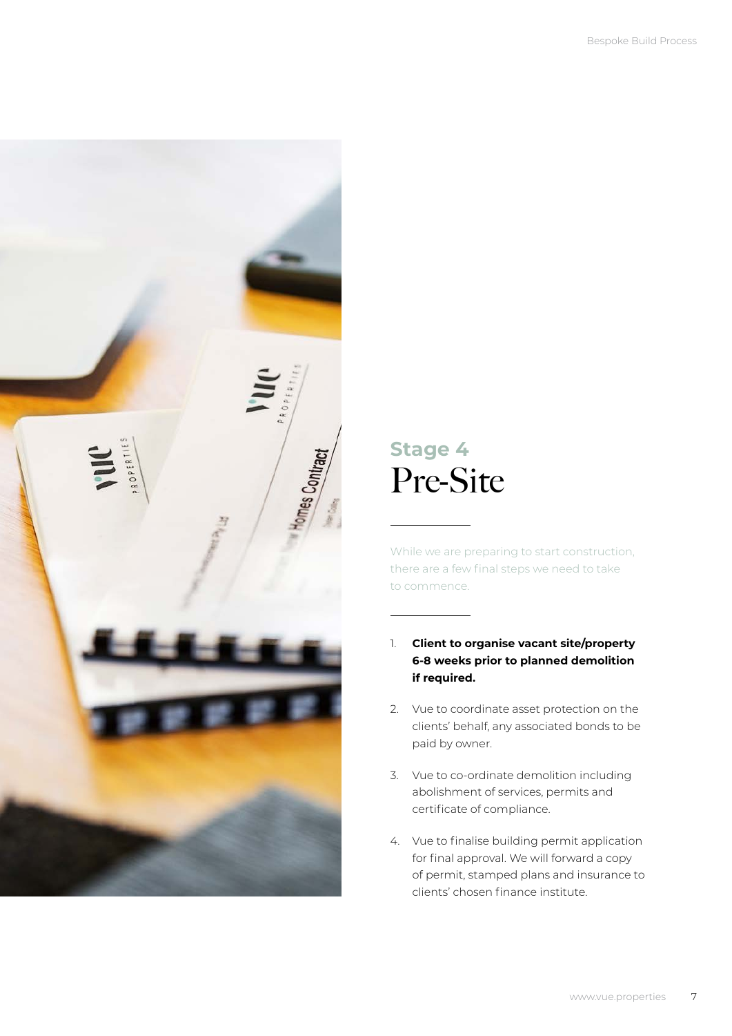## Stage 4
# Pre-Site

While we are preparing to start construction, there are a few final steps we need to take to commence.

1. **Client to organise vacant site/property 6-8 weeks prior to planned demolition if required.**
2. Vue to coordinate asset protection on the clients' behalf, any associated bonds to be paid by owner.
3. Vue to co-ordinate demolition including abolishment of services, permits and certificate of compliance.
4. Vue to finalise building permit application for final approval. We will forward a copy of permit, stamped plans and insurance to clients' chosen finance institute.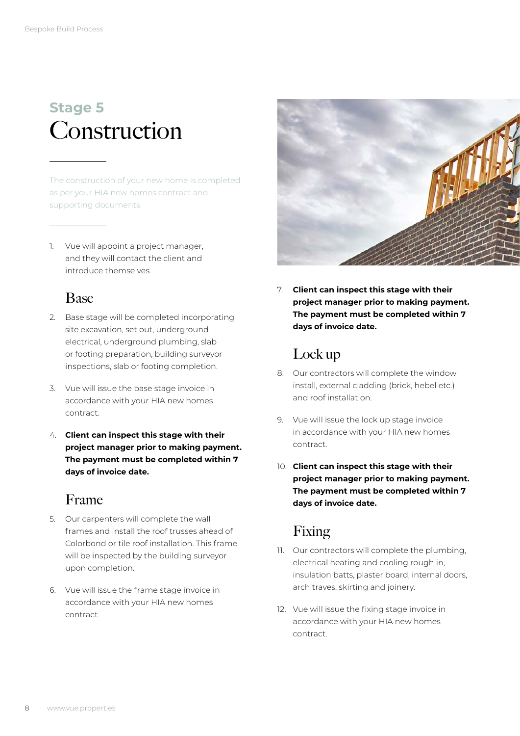## Stage 5

# Construction

The construction of your new home is completed as per your HIA new homes contract and supporting documents.

1. Vue will appoint a project manager, and they will contact the client and introduce themselves.

### Base

2. Base stage will be completed incorporating site excavation, set out, underground electrical, underground plumbing, slab or footing preparation, building surveyor inspections, slab or footing completion.
3. Vue will issue the base stage invoice in accordance with your HIA new homes contract.
4. **Client can inspect this stage with their project manager prior to making payment. The payment must be completed within 7 days of invoice date.**

### Frame

5. Our carpenters will complete the wall frames and install the roof trusses ahead of Colorbond or tile roof installation. This frame will be inspected by the building surveyor upon completion.
6. Vue will issue the frame stage invoice in accordance with your HIA new homes contract.
7. **Client can inspect this stage with their project manager prior to making payment. The payment must be completed within 7 days of invoice date.**

### Lock up

8. Our contractors will complete the window install, external cladding (brick, hebel etc.) and roof installation.
9. Vue will issue the lock up stage invoice in accordance with your HIA new homes contract.
10. **Client can inspect this stage with their project manager prior to making payment. The payment must be completed within 7 days of invoice date.**

### Fixing

11. Our contractors will complete the plumbing, electrical heating and cooling rough in, insulation batts, plaster board, internal doors, architraves, skirting and joinery.
12. Vue will issue the fixing stage invoice in accordance with your HIA new homes contract.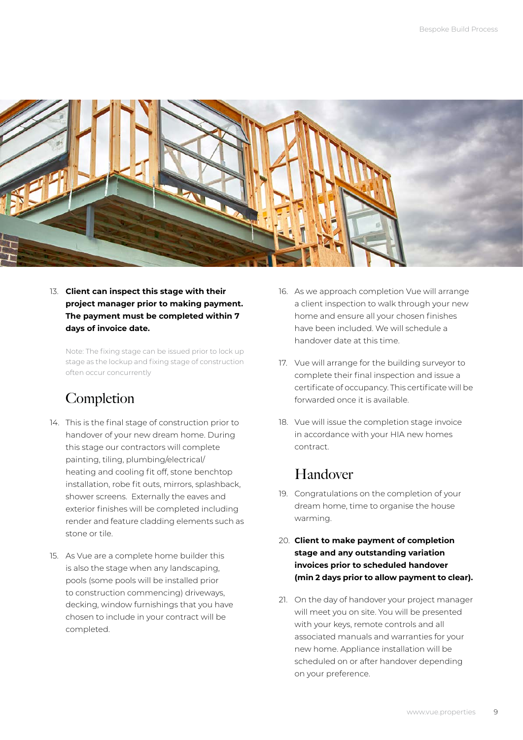13. **Client can inspect this stage with their project manager prior to making payment. The payment must be completed within 7 days of invoice date.**

    Note: The fixing stage can be issued prior to lock up stage as the lockup and fixing stage of construction often occur concurrently

## Completion

14. This is the final stage of construction prior to handover of your new dream home. During this stage our contractors will complete painting, tiling, plumbing/electrical/heating and cooling fit off, stone benchtop installation, robe fit outs, mirrors, splashback, shower screens. Externally the eaves and exterior finishes will be completed including render and feature cladding elements such as stone or tile.

15. As Vue are a complete home builder this is also the stage when any landscaping, pools (some pools will be installed prior to construction commencing) driveways, decking, window furnishings that you have chosen to include in your contract will be completed.

16. As we approach completion Vue will arrange a client inspection to walk through your new home and ensure all your chosen finishes have been included. We will schedule a handover date at this time.

17. Vue will arrange for the building surveyor to complete their final inspection and issue a certificate of occupancy. This certificate will be forwarded once it is available.

18. Vue will issue the completion stage invoice in accordance with your HIA new homes contract.

## Handover

19. Congratulations on the completion of your dream home, time to organise the house warming.

20. **Client to make payment of completion stage and any outstanding variation invoices prior to scheduled handover (min 2 days prior to allow payment to clear).**

21. On the day of handover your project manager will meet you on site. You will be presented with your keys, remote controls and all associated manuals and warranties for your new home. Appliance installation will be scheduled on or after handover depending on your preference.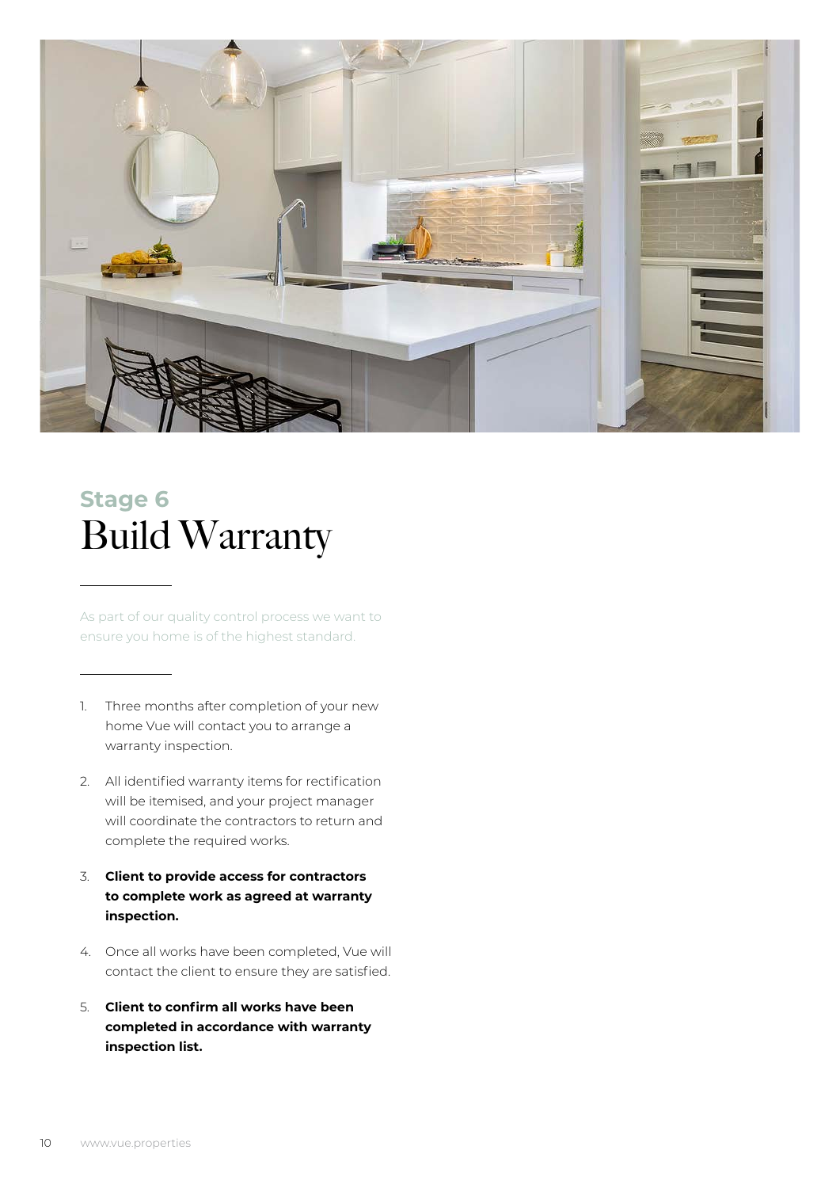## Stage 6

# Build Warranty

As part of our quality control process we want to ensure you home is of the highest standard.

1. Three months after completion of your new home Vue will contact you to arrange a warranty inspection.
2. All identified warranty items for rectification will be itemised, and your project manager will coordinate the contractors to return and complete the required works.
3. **Client to provide access for contractors to complete work as agreed at warranty inspection.**
4. Once all works have been completed, Vue will contact the client to ensure they are satisfied.
5. **Client to confirm all works have been completed in accordance with warranty inspection list.**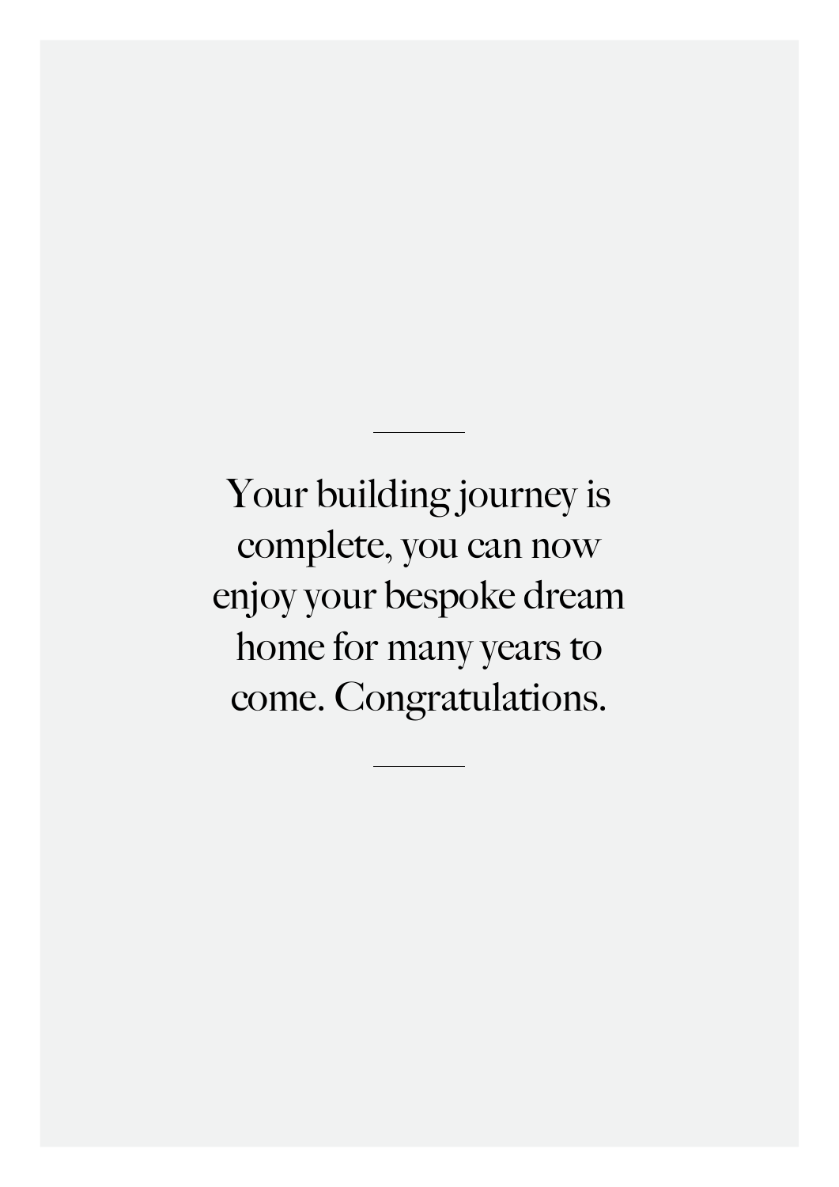---

Your building journey is complete, you can now enjoy your bespoke dream home for many years to come. Congratulations.

---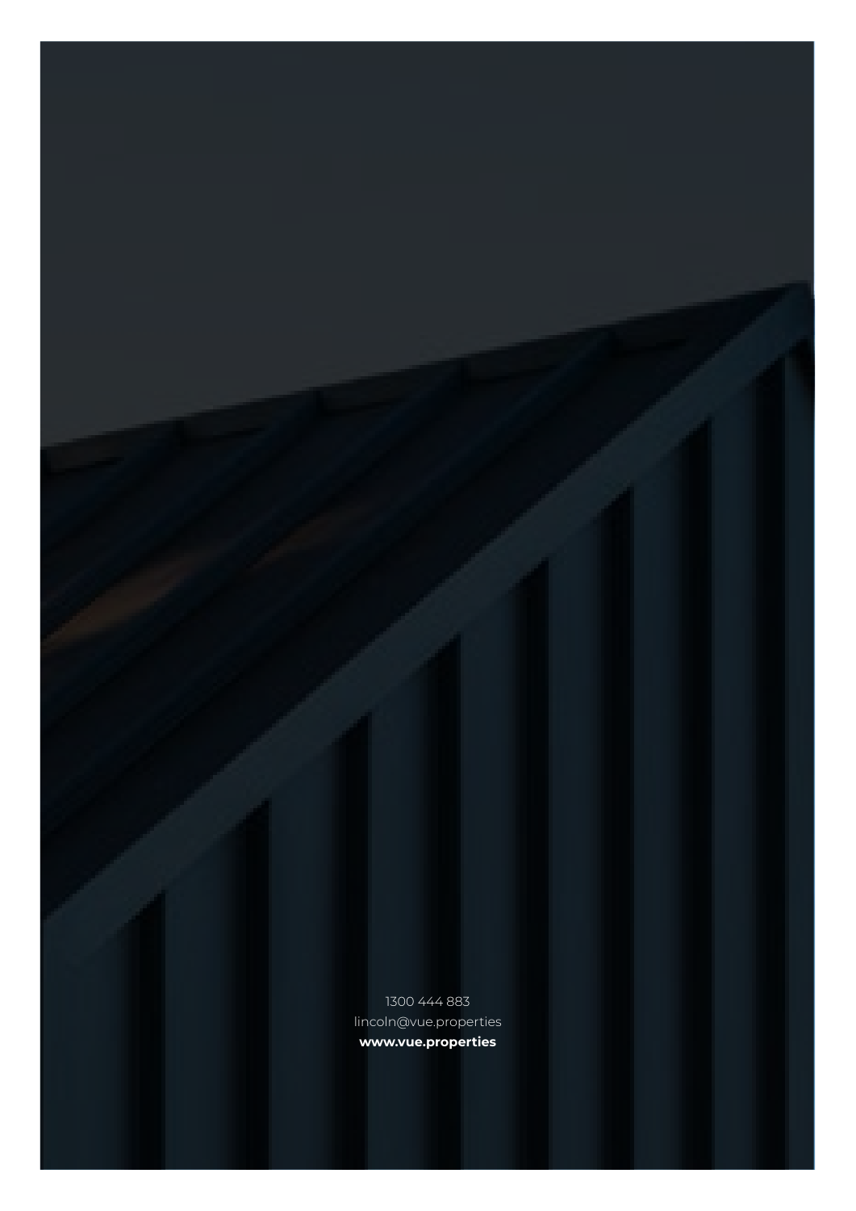1300 444 883
lincoln@vue.properties
**www.vue.properties**